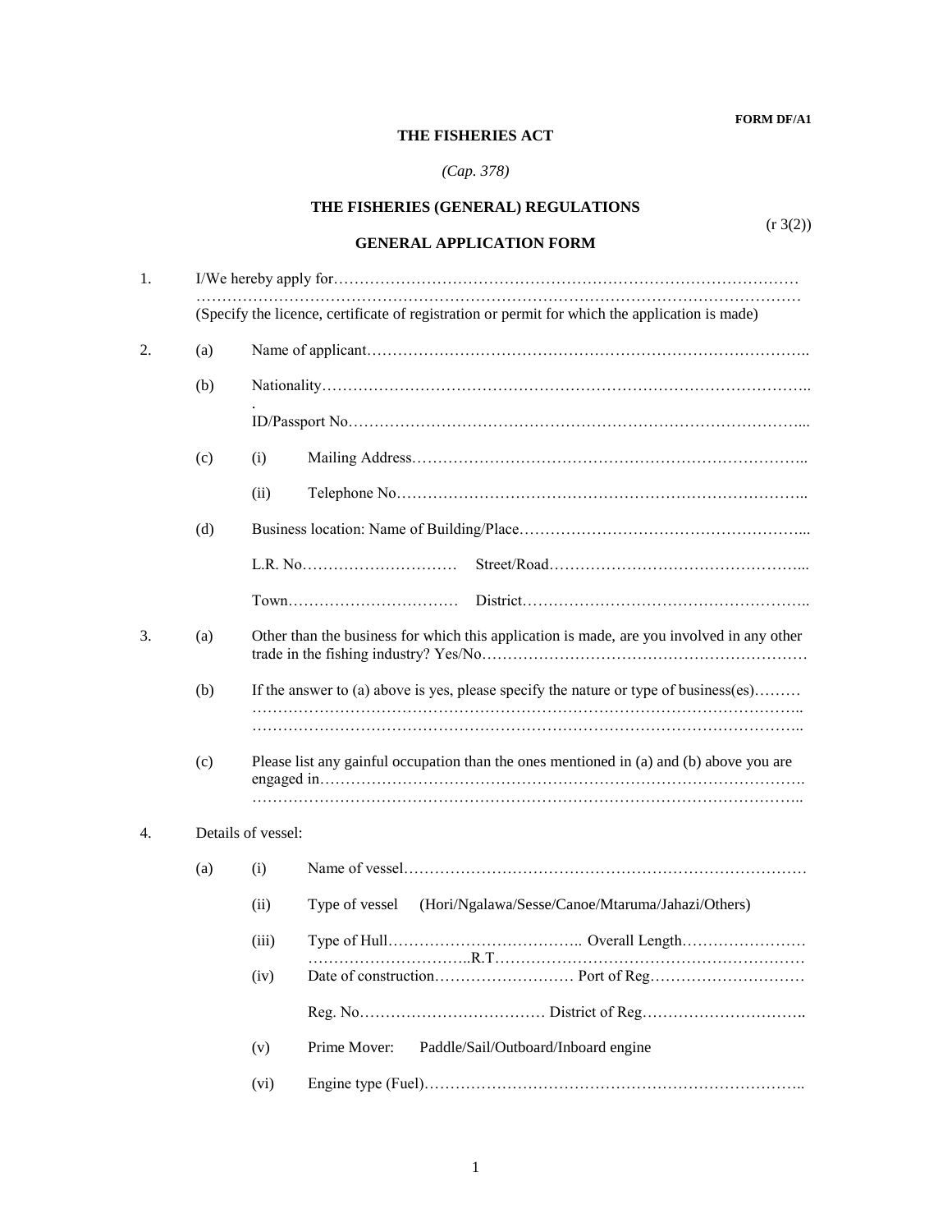**FORM DF/A1**

**THE FISHERIES ACT**

*(Cap. 378)*

**THE FISHERIES (GENERAL) REGULATIONS**

(r 3(2))

**GENERAL APPLICATION FORM**

1. I/We hereby apply for……………………………………………………………………………… ……………………………………………………………………………………………………… (Specify the licence, certificate of registration or permit for which the application is made)

2. (a) Name of applicant……………………………………………………………………………..

   (b) Nationality…………………………………………………………………………………..

   ID/Passport No………………………………………………………………………………...

   (c) (i) Mailing Address…………………………………………………………………..

   (ii) Telephone No……………………………………………………………………..

   (d) Business location: Name of Building/Place………………………………………………...

   L.R. No…………………………  Street/Road…………………………………………...

   Town……………………………  District………………………………………………..

3. (a) Other than the business for which this application is made, are you involved in any other trade in the fishing industry? Yes/No………………………………………………………

   (b) If the answer to (a) above is yes, please specify the nature or type of business(es)……… ……………………………………………………………………………………………….. ………………………………………………………………………………………………..

   (c) Please list any gainful occupation than the ones mentioned in (a) and (b) above you are engaged in……………………………………………………………………………………. ………………………………………………………………………………………………..

4. Details of vessel:

   (a) (i) Name of vessel……………………………………………………………………

   (ii) Type of vessel (Hori/Ngalawa/Sesse/Canoe/Mtaruma/Jahazi/Others)

   (iii) Type of Hull……………………………….. Overall Length…………………… …………………………..R.T……………………………………………………

   (iv) Date of construction……………………… Port of Reg…………………………

   Reg. No……………………………… District of Reg…………………………..

   (v) Prime Mover: Paddle/Sail/Outboard/Inboard engine

   (vi) Engine type (Fuel)……………………………………………………………..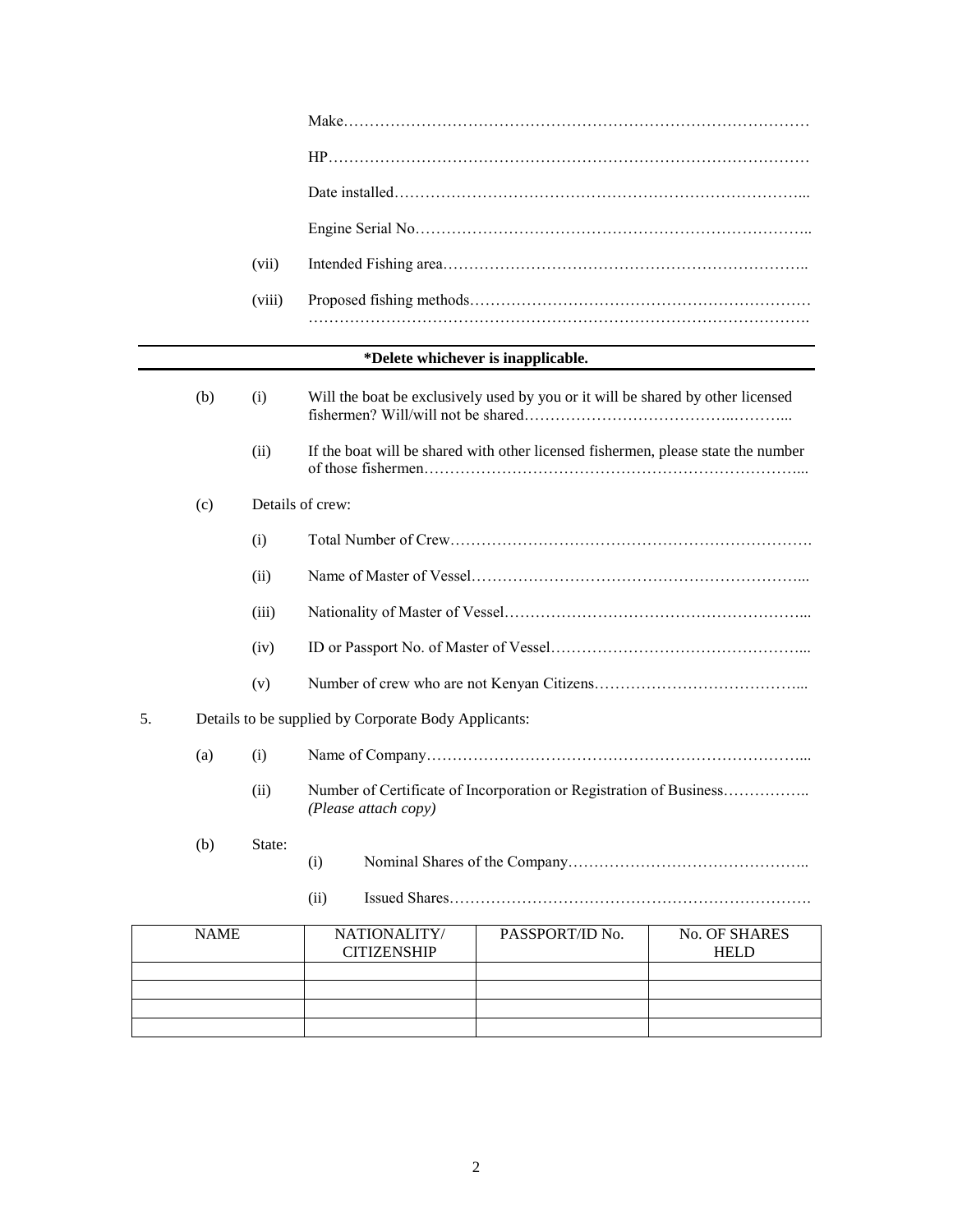Make…………………………………………………………………………………

HP………………………………………………………………………………

Date installed………………………………………………………………………...

Engine Serial No…………………………………………………………………..

(vii) Intended Fishing area……………………………………………………………..

(viii) Proposed fishing methods…………………………………………………………
……………………………………………………………………………………….

---

**\*Delete whichever is inapplicable.**

---

(b) (i) Will the boat be exclusively used by you or it will be shared by other licensed fishermen? Will/will not be shared…………………………………..………...

(ii) If the boat will be shared with other licensed fishermen, please state the number of those fishermen…………………………………………………………………...

(c) Details of crew:

(i) Total Number of Crew…………………………………………………………….

(ii) Name of Master of Vessel………………………………………………………...

(iii) Nationality of Master of Vessel…………………………………………………...

(iv) ID or Passport No. of Master of Vessel…………………………………………...

(v) Number of crew who are not Kenyan Citizens…………………………………...

5. Details to be supplied by Corporate Body Applicants:

(a) (i) Name of Company…………………………………………………………………...

(ii) Number of Certificate of Incorporation or Registration of Business…………….. *(Please attach copy)*

(b) State:

(i) Nominal Shares of the Company………………………………………..

(ii) Issued Shares…………………………………………………………….

| NAME | NATIONALITY/ CITIZENSHIP | PASSPORT/ID No. | No. OF SHARES HELD |
|---|---|---|---|
| | | | |
| | | | |
| | | | |
| | | | |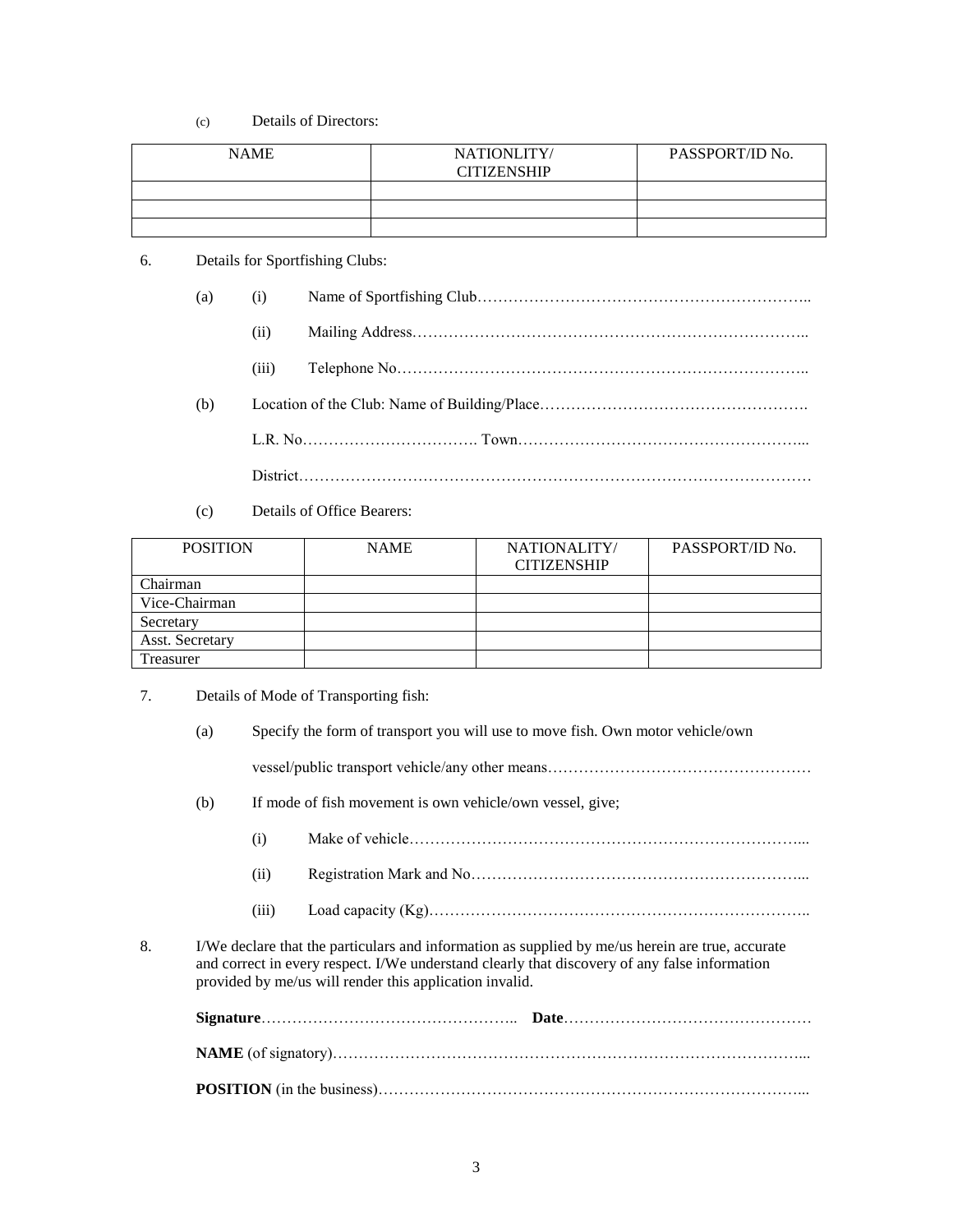(c) Details of Directors:

| NAME | NATIONLITY/ CITIZENSHIP | PASSPORT/ID No. |
|---|---|---|
| | | |
| | | |
| | | |

6. Details for Sportfishing Clubs:

(a) (i) Name of Sportfishing Club………………………………………………………..

(ii) Mailing Address…………………………………………………………………..

(iii) Telephone No……………………………………………………………………..

(b) Location of the Club: Name of Building/Place…………………………………………….

L.R. No……………………………. Town………………………………………………...

District………………………………………………………………………………………

(c) Details of Office Bearers:

| POSITION | NAME | NATIONALITY/ CITIZENSHIP | PASSPORT/ID No. |
|---|---|---|---|
| Chairman | | | |
| Vice-Chairman | | | |
| Secretary | | | |
| Asst. Secretary | | | |
| Treasurer | | | |

7. Details of Mode of Transporting fish:

(a) Specify the form of transport you will use to move fish. Own motor vehicle/own vessel/public transport vehicle/any other means……………………………………………

(b) If mode of fish movement is own vehicle/own vessel, give;

(i) Make of vehicle…………………………………………………………………...

(ii) Registration Mark and No………………………………………………………...

(iii) Load capacity (Kg)………………………………………………………………..

8. I/We declare that the particulars and information as supplied by me/us herein are true, accurate and correct in every respect. I/We understand clearly that discovery of any false information provided by me/us will render this application invalid.

**Signature**………………………………………….. **Date**…………………………………………

**NAME** (of signatory)…………………………………………………………………………...

**POSITION** (in the business)…………………………………………………………………...